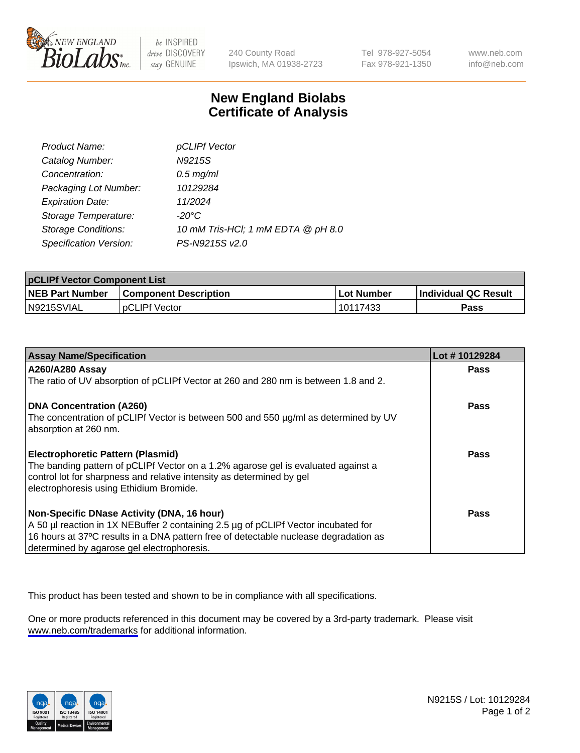240 County Road
Ipswich, MA 01938-2723

Tel 978-927-5054
Fax 978-921-1350

www.neb.com
info@neb.com

# New England Biolabs
# Certificate of Analysis

| | |
|---|---|
| *Product Name:* | *pCLIPf Vector* |
| *Catalog Number:* | *N9215S* |
| *Concentration:* | *0.5 mg/ml* |
| *Packaging Lot Number:* | *10129284* |
| *Expiration Date:* | *11/2024* |
| *Storage Temperature:* | *-20°C* |
| *Storage Conditions:* | *10 mM Tris-HCl; 1 mM EDTA @ pH 8.0* |
| *Specification Version:* | *PS-N9215S v2.0* |

| **pCLIPf Vector Component List** | | | |
|---|---|---|---|
| **NEB Part Number** | **Component Description** | **Lot Number** | **Individual QC Result** |
| N9215SVIAL | pCLIPf Vector | 10117433 | **Pass** |

| **Assay Name/Specification** | **Lot # 10129284** |
|---|---|
| **A260/A280 Assay**<br>The ratio of UV absorption of pCLIPf Vector at 260 and 280 nm is between 1.8 and 2. | **Pass** |
| **DNA Concentration (A260)**<br>The concentration of pCLIPf Vector is between 500 and 550 µg/ml as determined by UV absorption at 260 nm. | **Pass** |
| **Electrophoretic Pattern (Plasmid)**<br>The banding pattern of pCLIPf Vector on a 1.2% agarose gel is evaluated against a control lot for sharpness and relative intensity as determined by gel electrophoresis using Ethidium Bromide. | **Pass** |
| **Non-Specific DNase Activity (DNA, 16 hour)**<br>A 50 µl reaction in 1X NEBuffer 2 containing 2.5 µg of pCLIPf Vector incubated for 16 hours at 37ºC results in a DNA pattern free of detectable nuclease degradation as determined by agarose gel electrophoresis. | **Pass** |

This product has been tested and shown to be in compliance with all specifications.

One or more products referenced in this document may be covered by a 3rd-party trademark. Please visit www.neb.com/trademarks for additional information.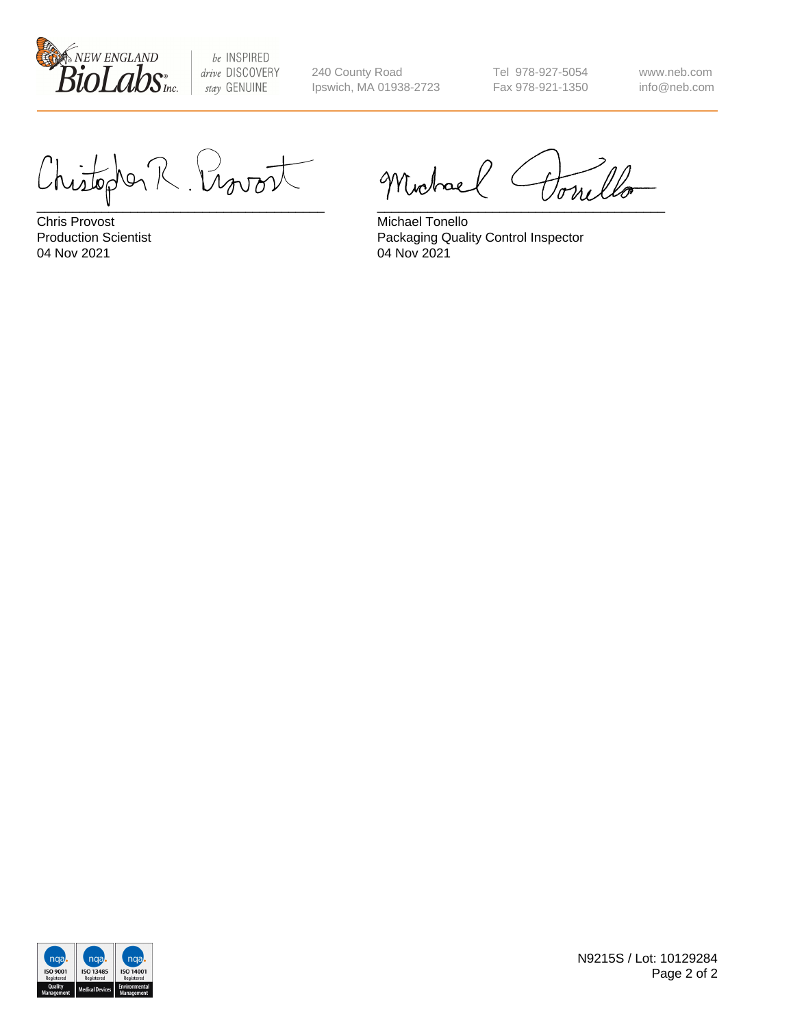NEW ENGLAND BioLabs Inc. — be INSPIRED drive DISCOVERY stay GENUINE

240 County Road
Ipswich, MA 01938-2723

Tel 978-927-5054
Fax 978-921-1350

www.neb.com
info@neb.com

______________________________________
Chris Provost
Production Scientist
04 Nov 2021

______________________________________
Michael Tonello
Packaging Quality Control Inspector
04 Nov 2021

N9215S / Lot: 10129284